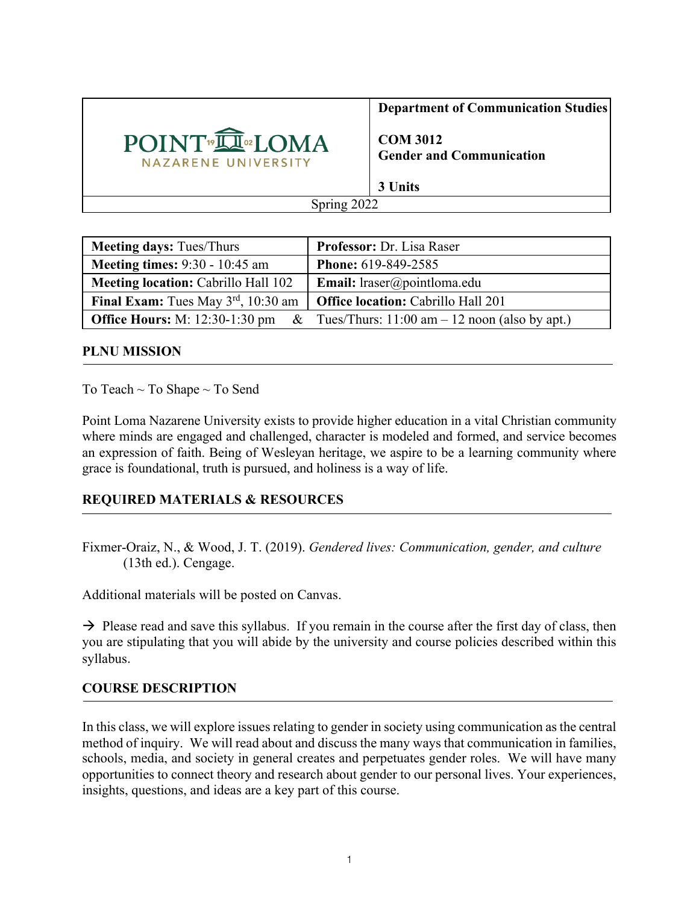| POINT LOMA NAZARENE UNIVERSITY | **Department of Communication Studies**<br><br>**COM 3012**<br>**Gender and Communication**<br><br>**3 Units** |
|---|---|
| Spring 2022 | |

| **Meeting days:** Tues/Thurs | **Professor:** Dr. Lisa Raser |
|---|---|
| **Meeting times:** 9:30 - 10:45 am | **Phone:** 619-849-2585 |
| **Meeting location:** Cabrillo Hall 102 | **Email:** lraser@pointloma.edu |
| **Final Exam:** Tues May 3rd, 10:30 am | **Office location:** Cabrillo Hall 201 |
| **Office Hours:** M: 12:30-1:30 pm & | Tues/Thurs: 11:00 am – 12 noon (also by apt.) |

## PLNU MISSION

To Teach ~ To Shape ~ To Send

Point Loma Nazarene University exists to provide higher education in a vital Christian community where minds are engaged and challenged, character is modeled and formed, and service becomes an expression of faith. Being of Wesleyan heritage, we aspire to be a learning community where grace is foundational, truth is pursued, and holiness is a way of life.

## REQUIRED MATERIALS & RESOURCES

Fixmer-Oraiz, N., & Wood, J. T. (2019). *Gendered lives: Communication, gender, and culture* (13th ed.). Cengage.

Additional materials will be posted on Canvas.

→ Please read and save this syllabus. If you remain in the course after the first day of class, then you are stipulating that you will abide by the university and course policies described within this syllabus.

## COURSE DESCRIPTION

In this class, we will explore issues relating to gender in society using communication as the central method of inquiry. We will read about and discuss the many ways that communication in families, schools, media, and society in general creates and perpetuates gender roles. We will have many opportunities to connect theory and research about gender to our personal lives. Your experiences, insights, questions, and ideas are a key part of this course.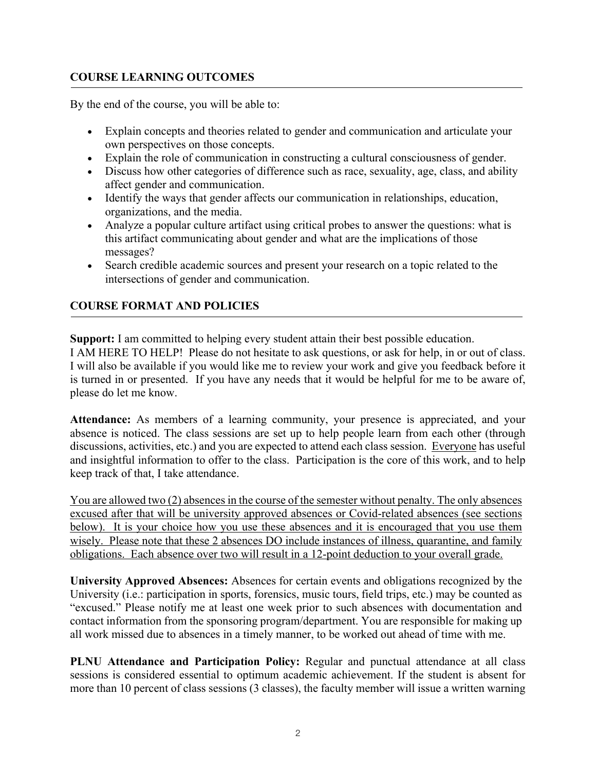## COURSE LEARNING OUTCOMES

By the end of the course, you will be able to:

- Explain concepts and theories related to gender and communication and articulate your own perspectives on those concepts.
- Explain the role of communication in constructing a cultural consciousness of gender.
- Discuss how other categories of difference such as race, sexuality, age, class, and ability affect gender and communication.
- Identify the ways that gender affects our communication in relationships, education, organizations, and the media.
- Analyze a popular culture artifact using critical probes to answer the questions: what is this artifact communicating about gender and what are the implications of those messages?
- Search credible academic sources and present your research on a topic related to the intersections of gender and communication.

## COURSE FORMAT AND POLICIES

**Support:** I am committed to helping every student attain their best possible education. I AM HERE TO HELP! Please do not hesitate to ask questions, or ask for help, in or out of class. I will also be available if you would like me to review your work and give you feedback before it is turned in or presented. If you have any needs that it would be helpful for me to be aware of, please do let me know.

**Attendance:** As members of a learning community, your presence is appreciated, and your absence is noticed. The class sessions are set up to help people learn from each other (through discussions, activities, etc.) and you are expected to attend each class session. <u>Everyone</u> has useful and insightful information to offer to the class. Participation is the core of this work, and to help keep track of that, I take attendance.

<u>You are allowed two (2) absences in the course of the semester without penalty. The only absences excused after that will be university approved absences or Covid-related absences (see sections below). It is your choice how you use these absences and it is encouraged that you use them wisely. Please note that these 2 absences DO include instances of illness, quarantine, and family obligations. Each absence over two will result in a 12-point deduction to your overall grade.</u>

**University Approved Absences:** Absences for certain events and obligations recognized by the University (i.e.: participation in sports, forensics, music tours, field trips, etc.) may be counted as "excused." Please notify me at least one week prior to such absences with documentation and contact information from the sponsoring program/department. You are responsible for making up all work missed due to absences in a timely manner, to be worked out ahead of time with me.

**PLNU Attendance and Participation Policy:** Regular and punctual attendance at all class sessions is considered essential to optimum academic achievement. If the student is absent for more than 10 percent of class sessions (3 classes), the faculty member will issue a written warning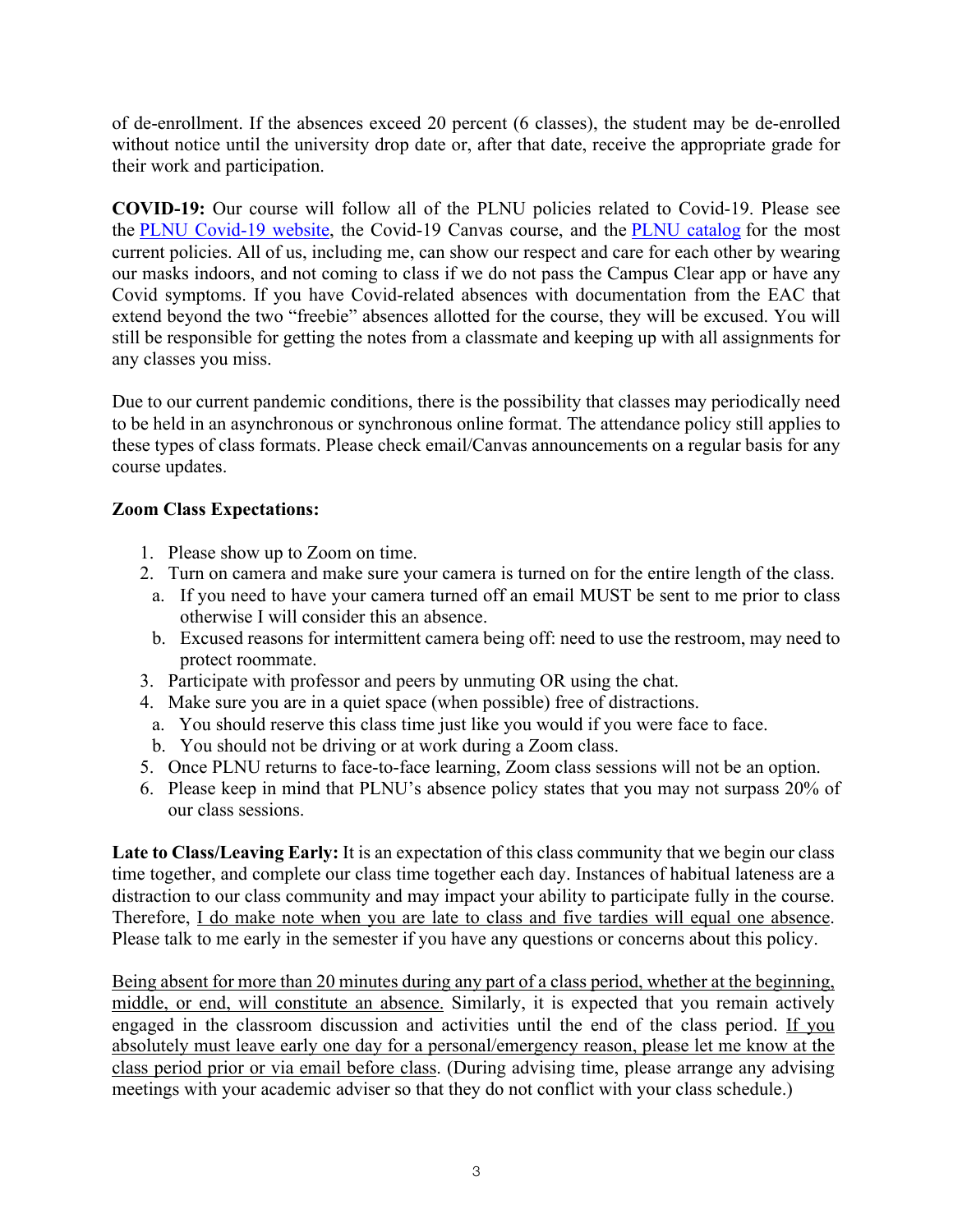of de-enrollment. If the absences exceed 20 percent (6 classes), the student may be de-enrolled without notice until the university drop date or, after that date, receive the appropriate grade for their work and participation.

**COVID-19:** Our course will follow all of the PLNU policies related to Covid-19. Please see the [PLNU Covid-19 website](), the Covid-19 Canvas course, and the [PLNU catalog]() for the most current policies. All of us, including me, can show our respect and care for each other by wearing our masks indoors, and not coming to class if we do not pass the Campus Clear app or have any Covid symptoms. If you have Covid-related absences with documentation from the EAC that extend beyond the two "freebie" absences allotted for the course, they will be excused. You will still be responsible for getting the notes from a classmate and keeping up with all assignments for any classes you miss.

Due to our current pandemic conditions, there is the possibility that classes may periodically need to be held in an asynchronous or synchronous online format. The attendance policy still applies to these types of class formats. Please check email/Canvas announcements on a regular basis for any course updates.

**Zoom Class Expectations:**

1. Please show up to Zoom on time.
2. Turn on camera and make sure your camera is turned on for the entire length of the class.
   a. If you need to have your camera turned off an email MUST be sent to me prior to class otherwise I will consider this an absence.
   b. Excused reasons for intermittent camera being off: need to use the restroom, may need to protect roommate.
3. Participate with professor and peers by unmuting OR using the chat.
4. Make sure you are in a quiet space (when possible) free of distractions.
   a. You should reserve this class time just like you would if you were face to face.
   b. You should not be driving or at work during a Zoom class.
5. Once PLNU returns to face-to-face learning, Zoom class sessions will not be an option.
6. Please keep in mind that PLNU's absence policy states that you may not surpass 20% of our class sessions.

**Late to Class/Leaving Early:** It is an expectation of this class community that we begin our class time together, and complete our class time together each day. Instances of habitual lateness are a distraction to our class community and may impact your ability to participate fully in the course. Therefore, <u>I do make note when you are late to class and five tardies will equal one absence</u>. Please talk to me early in the semester if you have any questions or concerns about this policy.

<u>Being absent for more than 20 minutes during any part of a class period, whether at the beginning, middle, or end, will constitute an absence.</u> Similarly, it is expected that you remain actively engaged in the classroom discussion and activities until the end of the class period. <u>If you absolutely must leave early one day for a personal/emergency reason, please let me know at the class period prior or via email before class</u>. (During advising time, please arrange any advising meetings with your academic adviser so that they do not conflict with your class schedule.)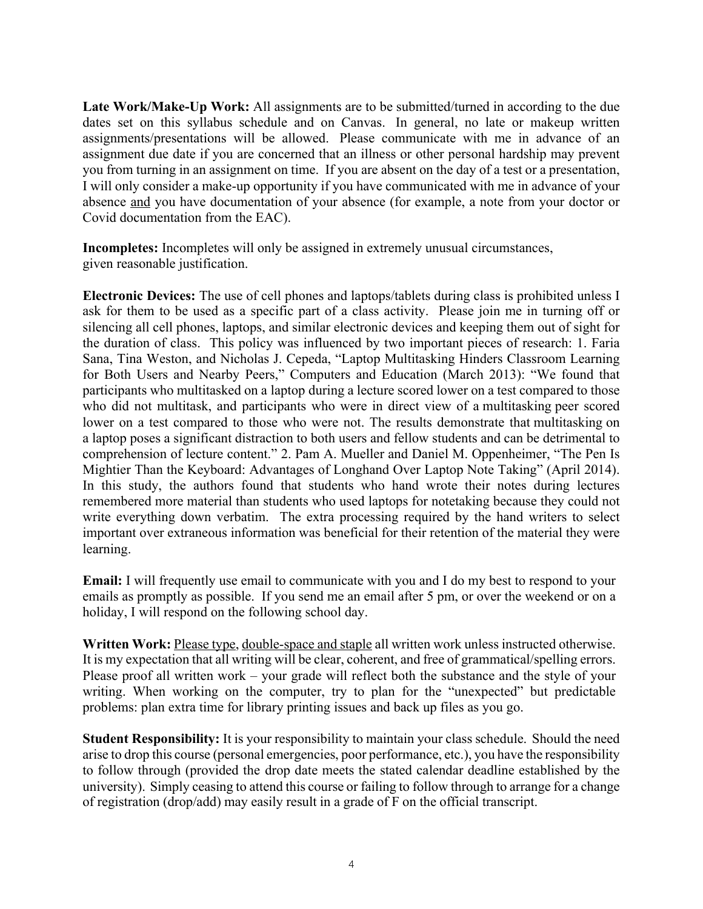**Late Work/Make-Up Work:** All assignments are to be submitted/turned in according to the due dates set on this syllabus schedule and on Canvas. In general, no late or makeup written assignments/presentations will be allowed. Please communicate with me in advance of an assignment due date if you are concerned that an illness or other personal hardship may prevent you from turning in an assignment on time. If you are absent on the day of a test or a presentation, I will only consider a make-up opportunity if you have communicated with me in advance of your absence <u>and</u> you have documentation of your absence (for example, a note from your doctor or Covid documentation from the EAC).

**Incompletes:** Incompletes will only be assigned in extremely unusual circumstances, given reasonable justification.

**Electronic Devices:** The use of cell phones and laptops/tablets during class is prohibited unless I ask for them to be used as a specific part of a class activity. Please join me in turning off or silencing all cell phones, laptops, and similar electronic devices and keeping them out of sight for the duration of class. This policy was influenced by two important pieces of research: 1. Faria Sana, Tina Weston, and Nicholas J. Cepeda, "Laptop Multitasking Hinders Classroom Learning for Both Users and Nearby Peers," Computers and Education (March 2013): "We found that participants who multitasked on a laptop during a lecture scored lower on a test compared to those who did not multitask, and participants who were in direct view of a multitasking peer scored lower on a test compared to those who were not. The results demonstrate that multitasking on a laptop poses a significant distraction to both users and fellow students and can be detrimental to comprehension of lecture content." 2. Pam A. Mueller and Daniel M. Oppenheimer, "The Pen Is Mightier Than the Keyboard: Advantages of Longhand Over Laptop Note Taking" (April 2014). In this study, the authors found that students who hand wrote their notes during lectures remembered more material than students who used laptops for notetaking because they could not write everything down verbatim. The extra processing required by the hand writers to select important over extraneous information was beneficial for their retention of the material they were learning.

**Email:** I will frequently use email to communicate with you and I do my best to respond to your emails as promptly as possible. If you send me an email after 5 pm, or over the weekend or on a holiday, I will respond on the following school day.

**Written Work:** <u>Please type</u>, <u>double-space and staple</u> all written work unless instructed otherwise. It is my expectation that all writing will be clear, coherent, and free of grammatical/spelling errors. Please proof all written work – your grade will reflect both the substance and the style of your writing. When working on the computer, try to plan for the "unexpected" but predictable problems: plan extra time for library printing issues and back up files as you go.

**Student Responsibility:** It is your responsibility to maintain your class schedule. Should the need arise to drop this course (personal emergencies, poor performance, etc.), you have the responsibility to follow through (provided the drop date meets the stated calendar deadline established by the university). Simply ceasing to attend this course or failing to follow through to arrange for a change of registration (drop/add) may easily result in a grade of F on the official transcript.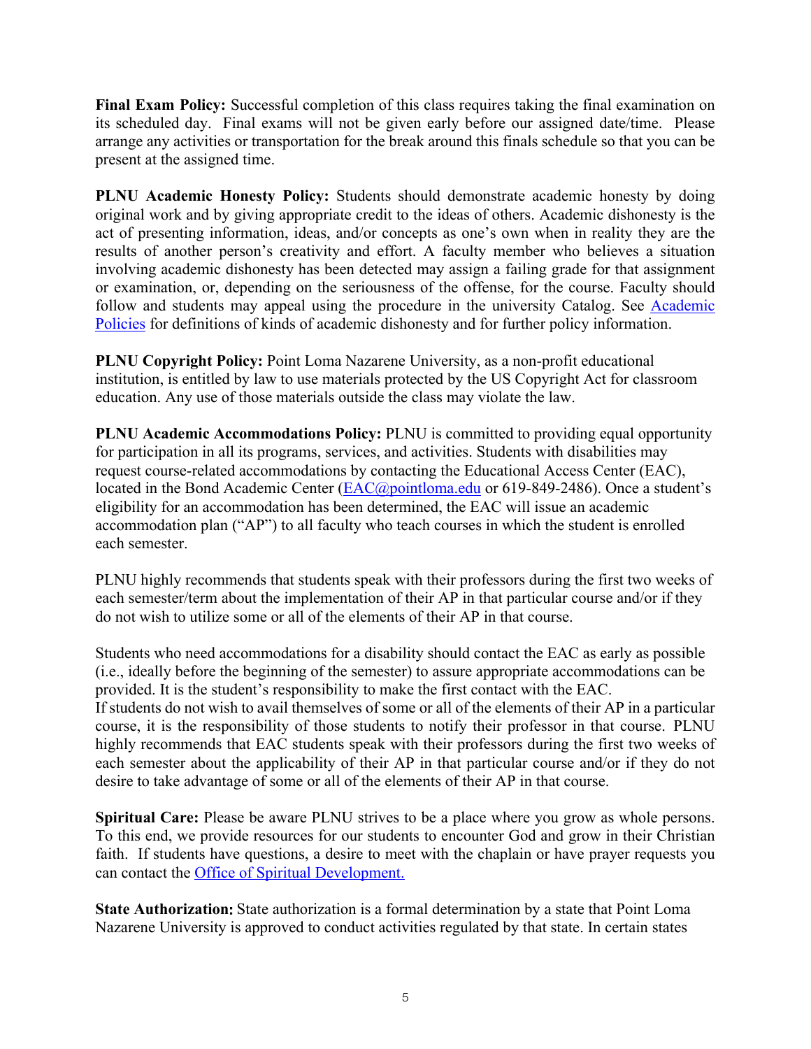**Final Exam Policy:** Successful completion of this class requires taking the final examination on its scheduled day. Final exams will not be given early before our assigned date/time. Please arrange any activities or transportation for the break around this finals schedule so that you can be present at the assigned time.

**PLNU Academic Honesty Policy:** Students should demonstrate academic honesty by doing original work and by giving appropriate credit to the ideas of others. Academic dishonesty is the act of presenting information, ideas, and/or concepts as one's own when in reality they are the results of another person's creativity and effort. A faculty member who believes a situation involving academic dishonesty has been detected may assign a failing grade for that assignment or examination, or, depending on the seriousness of the offense, for the course. Faculty should follow and students may appeal using the procedure in the university Catalog. See [Academic Policies](Academic Policies) for definitions of kinds of academic dishonesty and for further policy information.

**PLNU Copyright Policy:** Point Loma Nazarene University, as a non-profit educational institution, is entitled by law to use materials protected by the US Copyright Act for classroom education. Any use of those materials outside the class may violate the law.

**PLNU Academic Accommodations Policy:** PLNU is committed to providing equal opportunity for participation in all its programs, services, and activities. Students with disabilities may request course-related accommodations by contacting the Educational Access Center (EAC), located in the Bond Academic Center ([EAC@pointloma.edu](mailto:EAC@pointloma.edu) or 619-849-2486). Once a student's eligibility for an accommodation has been determined, the EAC will issue an academic accommodation plan ("AP") to all faculty who teach courses in which the student is enrolled each semester.

PLNU highly recommends that students speak with their professors during the first two weeks of each semester/term about the implementation of their AP in that particular course and/or if they do not wish to utilize some or all of the elements of their AP in that course.

Students who need accommodations for a disability should contact the EAC as early as possible (i.e., ideally before the beginning of the semester) to assure appropriate accommodations can be provided. It is the student's responsibility to make the first contact with the EAC.
If students do not wish to avail themselves of some or all of the elements of their AP in a particular course, it is the responsibility of those students to notify their professor in that course. PLNU highly recommends that EAC students speak with their professors during the first two weeks of each semester about the applicability of their AP in that particular course and/or if they do not desire to take advantage of some or all of the elements of their AP in that course.

**Spiritual Care:** Please be aware PLNU strives to be a place where you grow as whole persons. To this end, we provide resources for our students to encounter God and grow in their Christian faith. If students have questions, a desire to meet with the chaplain or have prayer requests you can contact the [Office of Spiritual Development.](Office of Spiritual Development.)

**State Authorization:** State authorization is a formal determination by a state that Point Loma Nazarene University is approved to conduct activities regulated by that state. In certain states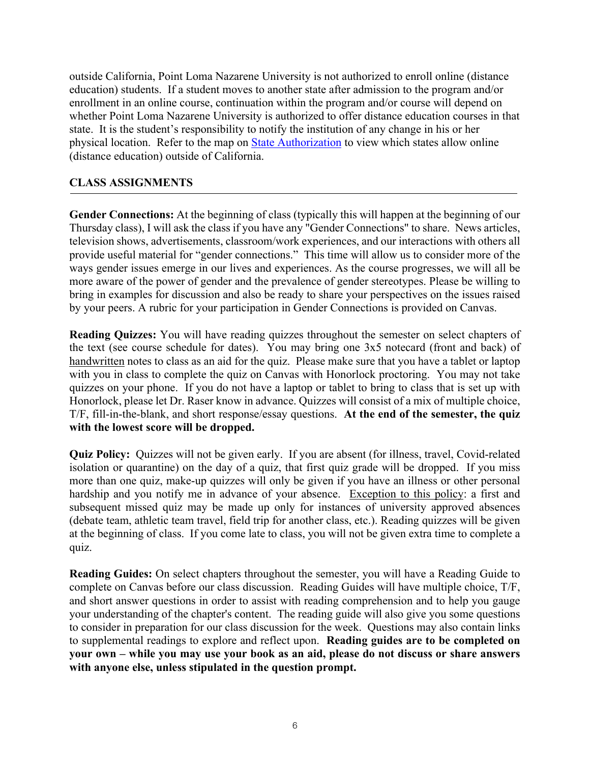outside California, Point Loma Nazarene University is not authorized to enroll online (distance education) students. If a student moves to another state after admission to the program and/or enrollment in an online course, continuation within the program and/or course will depend on whether Point Loma Nazarene University is authorized to offer distance education courses in that state. It is the student's responsibility to notify the institution of any change in his or her physical location. Refer to the map on [State Authorization]() to view which states allow online (distance education) outside of California.

## CLASS ASSIGNMENTS

**Gender Connections:** At the beginning of class (typically this will happen at the beginning of our Thursday class), I will ask the class if you have any "Gender Connections" to share. News articles, television shows, advertisements, classroom/work experiences, and our interactions with others all provide useful material for "gender connections." This time will allow us to consider more of the ways gender issues emerge in our lives and experiences. As the course progresses, we will all be more aware of the power of gender and the prevalence of gender stereotypes. Please be willing to bring in examples for discussion and also be ready to share your perspectives on the issues raised by your peers. A rubric for your participation in Gender Connections is provided on Canvas.

**Reading Quizzes:** You will have reading quizzes throughout the semester on select chapters of the text (see course schedule for dates). You may bring one 3x5 notecard (front and back) of handwritten notes to class as an aid for the quiz. Please make sure that you have a tablet or laptop with you in class to complete the quiz on Canvas with Honorlock proctoring. You may not take quizzes on your phone. If you do not have a laptop or tablet to bring to class that is set up with Honorlock, please let Dr. Raser know in advance. Quizzes will consist of a mix of multiple choice, T/F, fill-in-the-blank, and short response/essay questions. **At the end of the semester, the quiz with the lowest score will be dropped.**

**Quiz Policy:** Quizzes will not be given early. If you are absent (for illness, travel, Covid-related isolation or quarantine) on the day of a quiz, that first quiz grade will be dropped. If you miss more than one quiz, make-up quizzes will only be given if you have an illness or other personal hardship and you notify me in advance of your absence. Exception to this policy: a first and subsequent missed quiz may be made up only for instances of university approved absences (debate team, athletic team travel, field trip for another class, etc.). Reading quizzes will be given at the beginning of class. If you come late to class, you will not be given extra time to complete a quiz.

**Reading Guides:** On select chapters throughout the semester, you will have a Reading Guide to complete on Canvas before our class discussion. Reading Guides will have multiple choice, T/F, and short answer questions in order to assist with reading comprehension and to help you gauge your understanding of the chapter's content. The reading guide will also give you some questions to consider in preparation for our class discussion for the week. Questions may also contain links to supplemental readings to explore and reflect upon. **Reading guides are to be completed on your own – while you may use your book as an aid, please do not discuss or share answers with anyone else, unless stipulated in the question prompt.**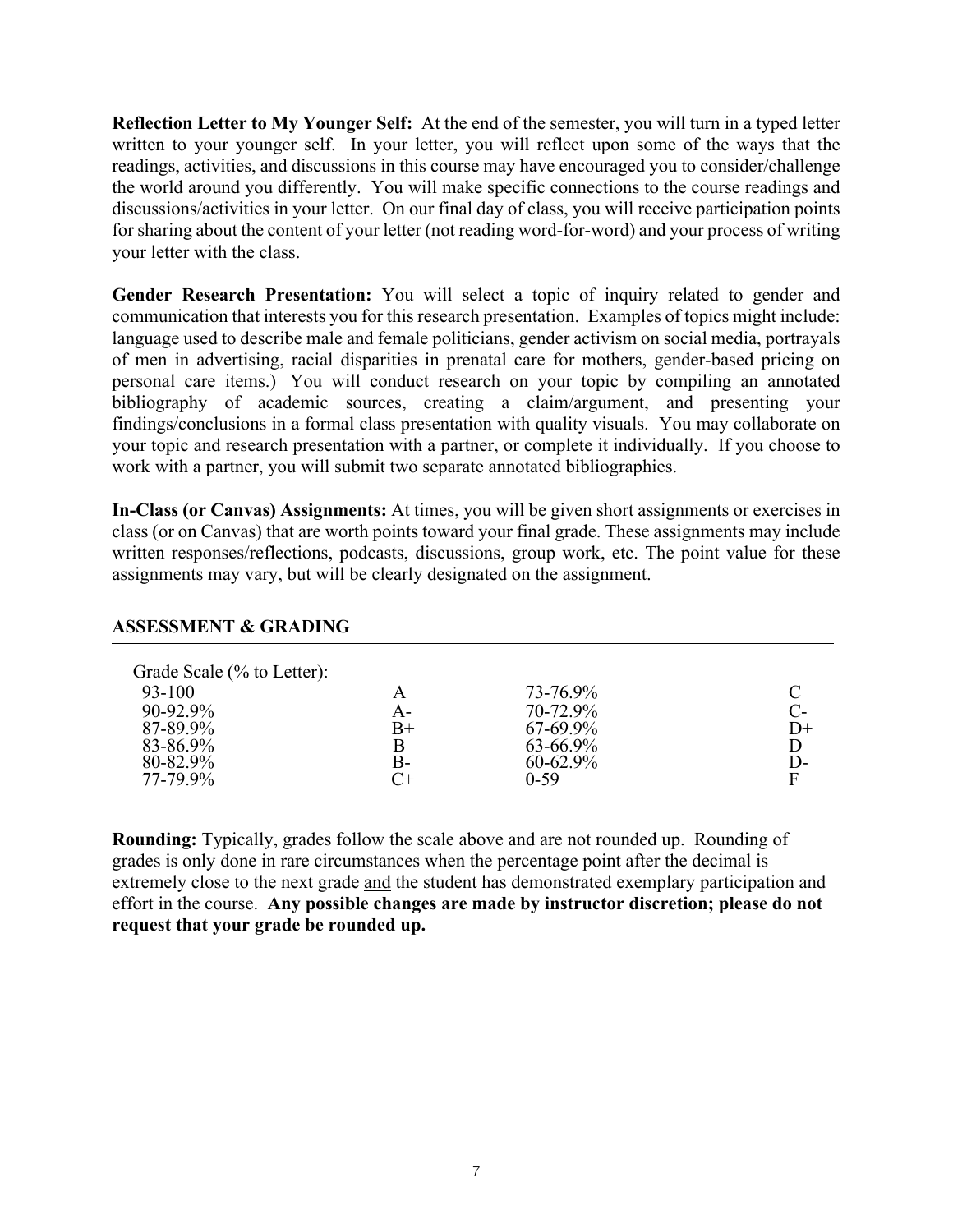**Reflection Letter to My Younger Self:** At the end of the semester, you will turn in a typed letter written to your younger self. In your letter, you will reflect upon some of the ways that the readings, activities, and discussions in this course may have encouraged you to consider/challenge the world around you differently. You will make specific connections to the course readings and discussions/activities in your letter. On our final day of class, you will receive participation points for sharing about the content of your letter (not reading word-for-word) and your process of writing your letter with the class.

**Gender Research Presentation:** You will select a topic of inquiry related to gender and communication that interests you for this research presentation. Examples of topics might include: language used to describe male and female politicians, gender activism on social media, portrayals of men in advertising, racial disparities in prenatal care for mothers, gender-based pricing on personal care items.) You will conduct research on your topic by compiling an annotated bibliography of academic sources, creating a claim/argument, and presenting your findings/conclusions in a formal class presentation with quality visuals. You may collaborate on your topic and research presentation with a partner, or complete it individually. If you choose to work with a partner, you will submit two separate annotated bibliographies.

**In-Class (or Canvas) Assignments:** At times, you will be given short assignments or exercises in class (or on Canvas) that are worth points toward your final grade. These assignments may include written responses/reflections, podcasts, discussions, group work, etc. The point value for these assignments may vary, but will be clearly designated on the assignment.

## ASSESSMENT & GRADING

Grade Scale (% to Letter):

| % | Letter | % | Letter |
|---|---|---|---|
| 93-100 | A | 73-76.9% | C |
| 90-92.9% | A- | 70-72.9% | C- |
| 87-89.9% | B+ | 67-69.9% | D+ |
| 83-86.9% | B | 63-66.9% | D |
| 80-82.9% | B- | 60-62.9% | D- |
| 77-79.9% | C+ | 0-59 | F |

**Rounding:** Typically, grades follow the scale above and are not rounded up. Rounding of grades is only done in rare circumstances when the percentage point after the decimal is extremely close to the next grade <u>and</u> the student has demonstrated exemplary participation and effort in the course. **Any possible changes are made by instructor discretion; please do not request that your grade be rounded up.**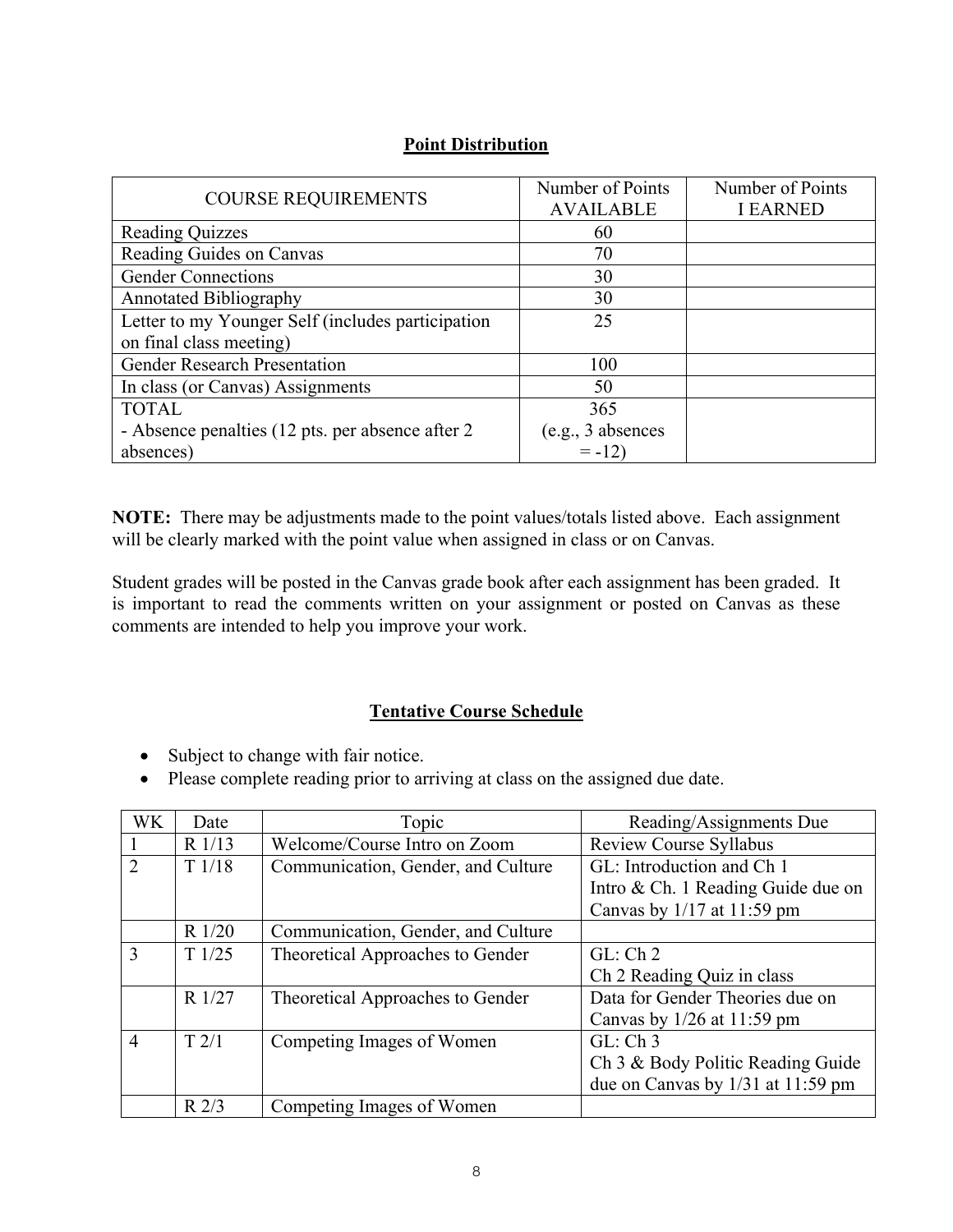## Point Distribution

| COURSE REQUIREMENTS | Number of Points AVAILABLE | Number of Points I EARNED |
|---|---|---|
| Reading Quizzes | 60 | |
| Reading Guides on Canvas | 70 | |
| Gender Connections | 30 | |
| Annotated Bibliography | 30 | |
| Letter to my Younger Self (includes participation on final class meeting) | 25 | |
| Gender Research Presentation | 100 | |
| In class (or Canvas) Assignments | 50 | |
| TOTAL<br>- Absence penalties (12 pts. per absence after 2 absences) | 365<br>(e.g., 3 absences = -12) | |

**NOTE:** There may be adjustments made to the point values/totals listed above. Each assignment will be clearly marked with the point value when assigned in class or on Canvas.

Student grades will be posted in the Canvas grade book after each assignment has been graded. It is important to read the comments written on your assignment or posted on Canvas as these comments are intended to help you improve your work.

## Tentative Course Schedule

- Subject to change with fair notice.
- Please complete reading prior to arriving at class on the assigned due date.

| WK | Date | Topic | Reading/Assignments Due |
|---|---|---|---|
| 1 | R 1/13 | Welcome/Course Intro on Zoom | Review Course Syllabus |
| 2 | T 1/18 | Communication, Gender, and Culture | GL: Introduction and Ch 1<br>Intro & Ch. 1 Reading Guide due on Canvas by 1/17 at 11:59 pm |
| | R 1/20 | Communication, Gender, and Culture | |
| 3 | T 1/25 | Theoretical Approaches to Gender | GL: Ch 2<br>Ch 2 Reading Quiz in class |
| | R 1/27 | Theoretical Approaches to Gender | Data for Gender Theories due on Canvas by 1/26 at 11:59 pm |
| 4 | T 2/1 | Competing Images of Women | GL: Ch 3<br>Ch 3 & Body Politic Reading Guide due on Canvas by 1/31 at 11:59 pm |
| | R 2/3 | Competing Images of Women | |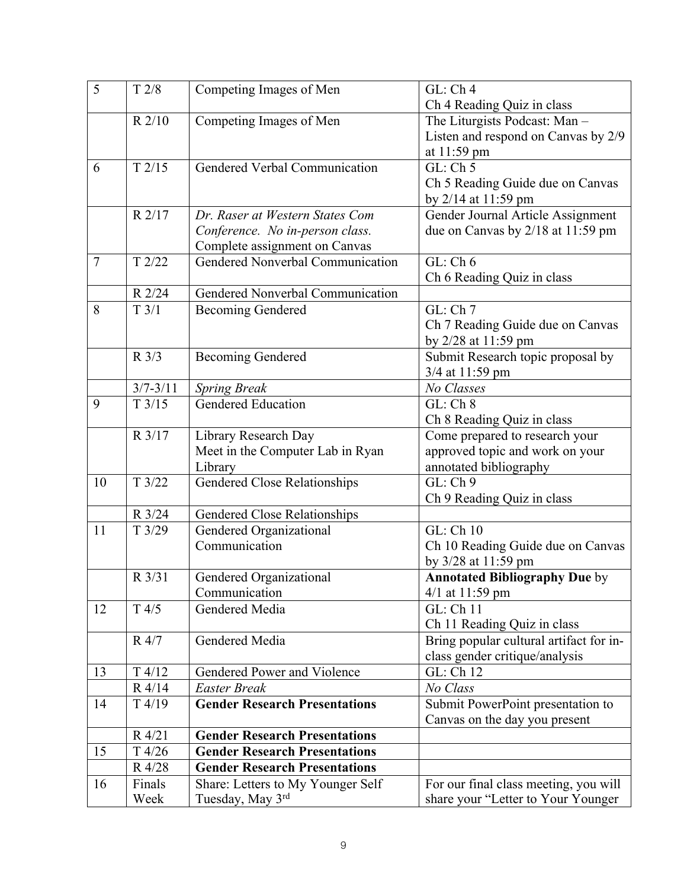| 5 | T 2/8 | Competing Images of Men | GL: Ch 4<br>Ch 4 Reading Quiz in class |
|---|---|---|---|
| | R 2/10 | Competing Images of Men | The Liturgists Podcast: Man – Listen and respond on Canvas by 2/9 at 11:59 pm |
| 6 | T 2/15 | Gendered Verbal Communication | GL: Ch 5<br>Ch 5 Reading Guide due on Canvas by 2/14 at 11:59 pm |
| | R 2/17 | *Dr. Raser at Western States Com Conference. No in-person class.* Complete assignment on Canvas | Gender Journal Article Assignment due on Canvas by 2/18 at 11:59 pm |
| 7 | T 2/22 | Gendered Nonverbal Communication | GL: Ch 6<br>Ch 6 Reading Quiz in class |
| | R 2/24 | Gendered Nonverbal Communication | |
| 8 | T 3/1 | Becoming Gendered | GL: Ch 7<br>Ch 7 Reading Guide due on Canvas by 2/28 at 11:59 pm |
| | R 3/3 | Becoming Gendered | Submit Research topic proposal by 3/4 at 11:59 pm |
| | 3/7-3/11 | *Spring Break* | *No Classes* |
| 9 | T 3/15 | Gendered Education | GL: Ch 8<br>Ch 8 Reading Quiz in class |
| | R 3/17 | Library Research Day<br>Meet in the Computer Lab in Ryan Library | Come prepared to research your approved topic and work on your annotated bibliography |
| 10 | T 3/22 | Gendered Close Relationships | GL: Ch 9<br>Ch 9 Reading Quiz in class |
| | R 3/24 | Gendered Close Relationships | |
| 11 | T 3/29 | Gendered Organizational Communication | GL: Ch 10<br>Ch 10 Reading Guide due on Canvas by 3/28 at 11:59 pm |
| | R 3/31 | Gendered Organizational Communication | **Annotated Bibliography Due** by 4/1 at 11:59 pm |
| 12 | T 4/5 | Gendered Media | GL: Ch 11<br>Ch 11 Reading Quiz in class |
| | R 4/7 | Gendered Media | Bring popular cultural artifact for in-class gender critique/analysis |
| 13 | T 4/12 | Gendered Power and Violence | GL: Ch 12 |
| | R 4/14 | *Easter Break* | *No Class* |
| 14 | T 4/19 | **Gender Research Presentations** | Submit PowerPoint presentation to Canvas on the day you present |
| | R 4/21 | **Gender Research Presentations** | |
| 15 | T 4/26 | **Gender Research Presentations** | |
| | R 4/28 | **Gender Research Presentations** | |
| 16 | Finals Week | Share: Letters to My Younger Self Tuesday, May 3rd | For our final class meeting, you will share your "Letter to Your Younger |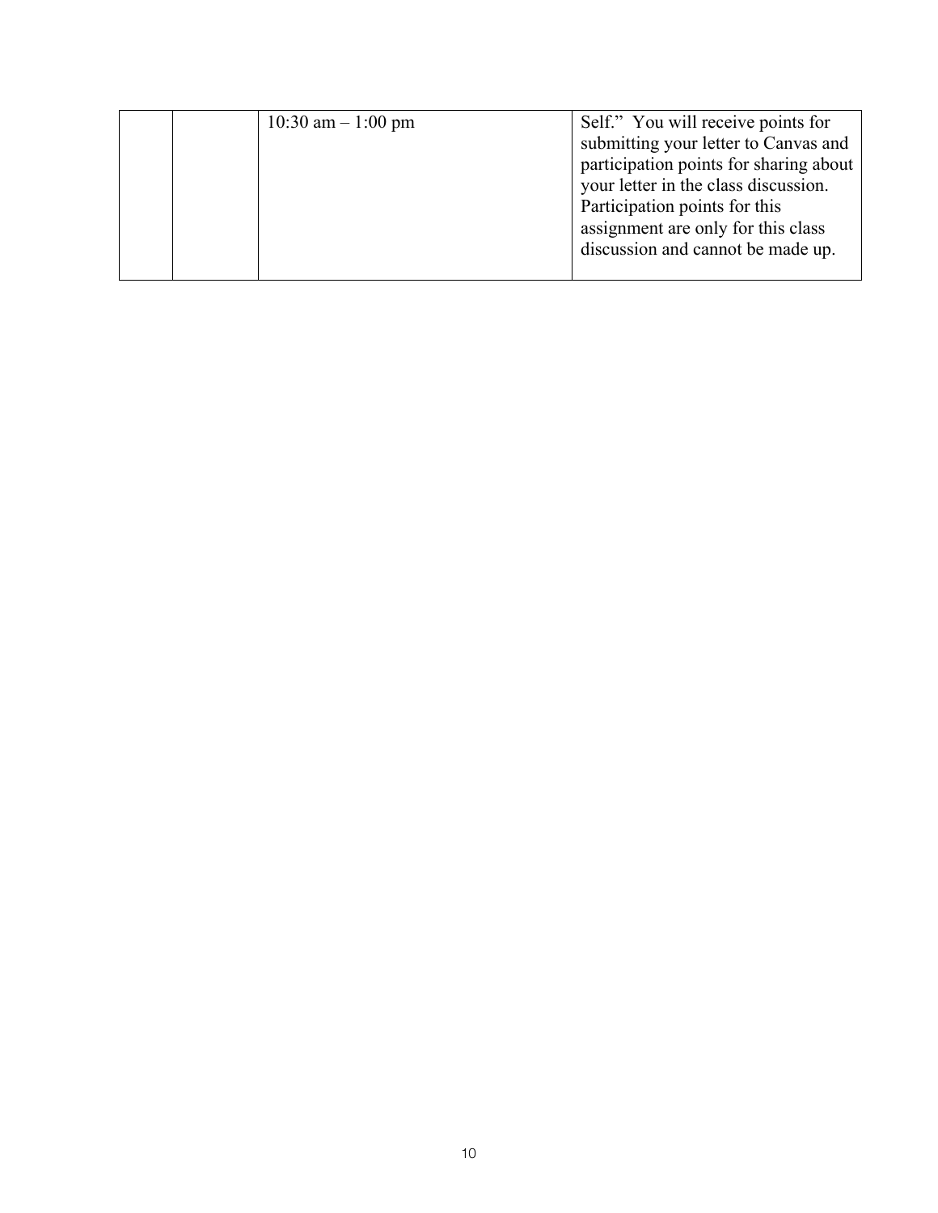| | | | |
|---|---|---|---|
| | | 10:30 am – 1:00 pm | Self." You will receive points for submitting your letter to Canvas and participation points for sharing about your letter in the class discussion. Participation points for this assignment are only for this class discussion and cannot be made up. |